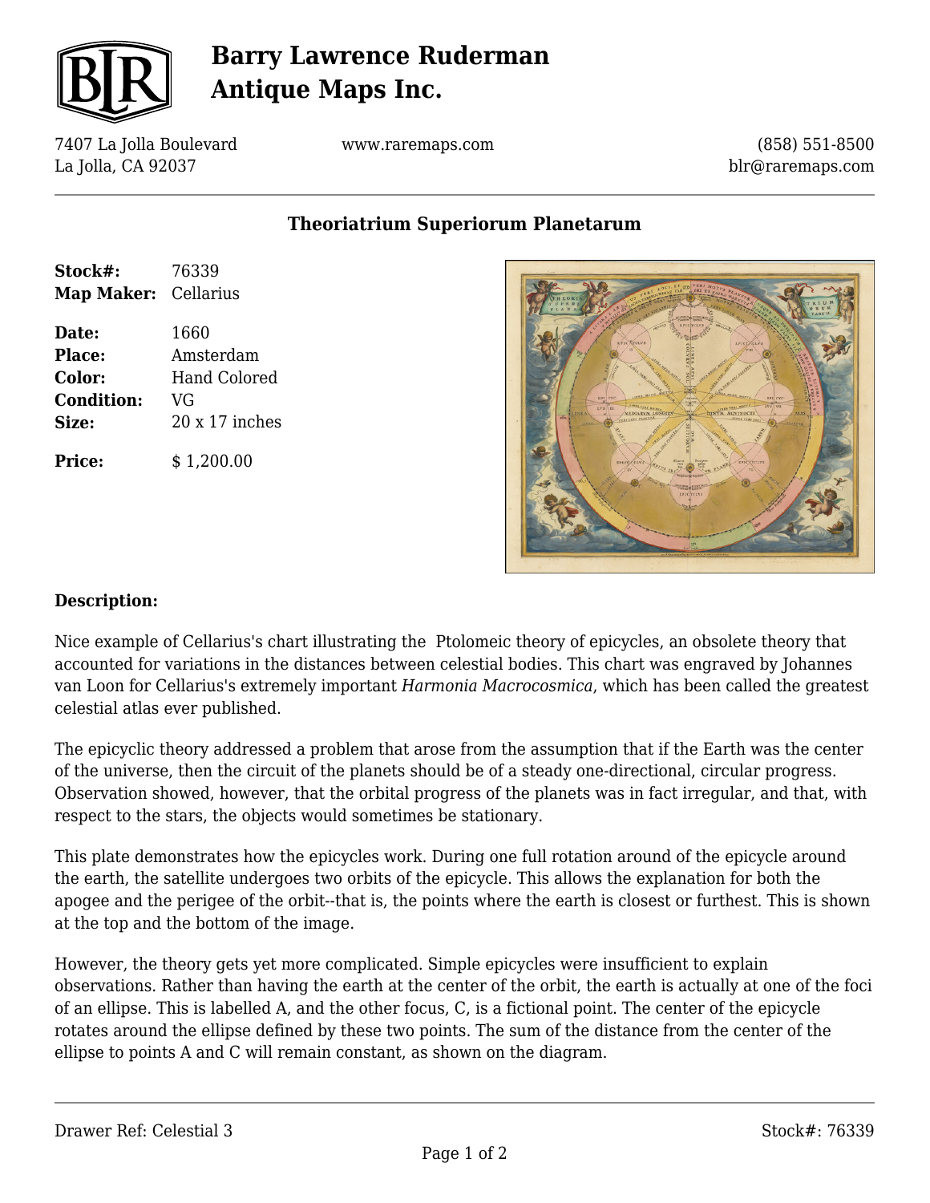# Barry Lawrence Ruderman Antique Maps Inc.

7407 La Jolla Boulevard
La Jolla, CA 92037

www.raremaps.com

(858) 551-8500
blr@raremaps.com

## Theoriatrium Superiorum Planetarum

| | |
|---|---|
| **Stock#:** | 76339 |
| **Map Maker:** | Cellarius |
| **Date:** | 1660 |
| **Place:** | Amsterdam |
| **Color:** | Hand Colored |
| **Condition:** | VG |
| **Size:** | 20 x 17 inches |
| **Price:** | $ 1,200.00 |

### Description:

Nice example of Cellarius's chart illustrating the  Ptolomeic theory of epicycles, an obsolete theory that accounted for variations in the distances between celestial bodies. This chart was engraved by Johannes van Loon for Cellarius's extremely important *Harmonia Macrocosmica*, which has been called the greatest celestial atlas ever published.

The epicyclic theory addressed a problem that arose from the assumption that if the Earth was the center of the universe, then the circuit of the planets should be of a steady one-directional, circular progress. Observation showed, however, that the orbital progress of the planets was in fact irregular, and that, with respect to the stars, the objects would sometimes be stationary.

This plate demonstrates how the epicycles work. During one full rotation around of the epicycle around the earth, the satellite undergoes two orbits of the epicycle. This allows the explanation for both the apogee and the perigee of the orbit--that is, the points where the earth is closest or furthest. This is shown at the top and the bottom of the image.

However, the theory gets yet more complicated. Simple epicycles were insufficient to explain observations. Rather than having the earth at the center of the orbit, the earth is actually at one of the foci of an ellipse. This is labelled A, and the other focus, C, is a fictional point. The center of the epicycle rotates around the ellipse defined by these two points. The sum of the distance from the center of the ellipse to points A and C will remain constant, as shown on the diagram.

Drawer Ref: Celestial 3

Stock#: 76339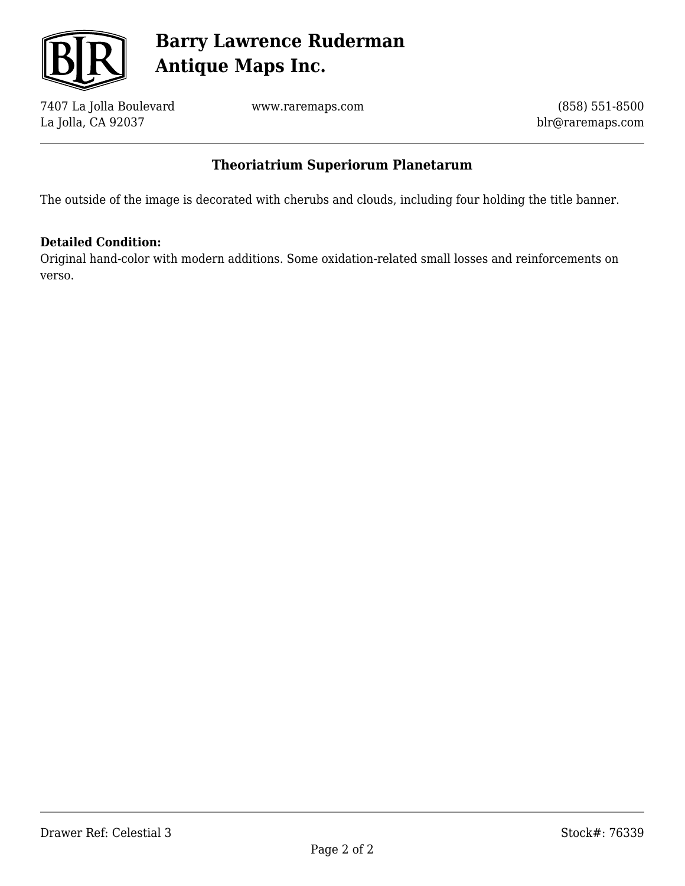## Theoriatrium Superiorum Planetarum

The outside of the image is decorated with cherubs and clouds, including four holding the title banner.

**Detailed Condition:**
Original hand-color with modern additions. Some oxidation-related small losses and reinforcements on verso.